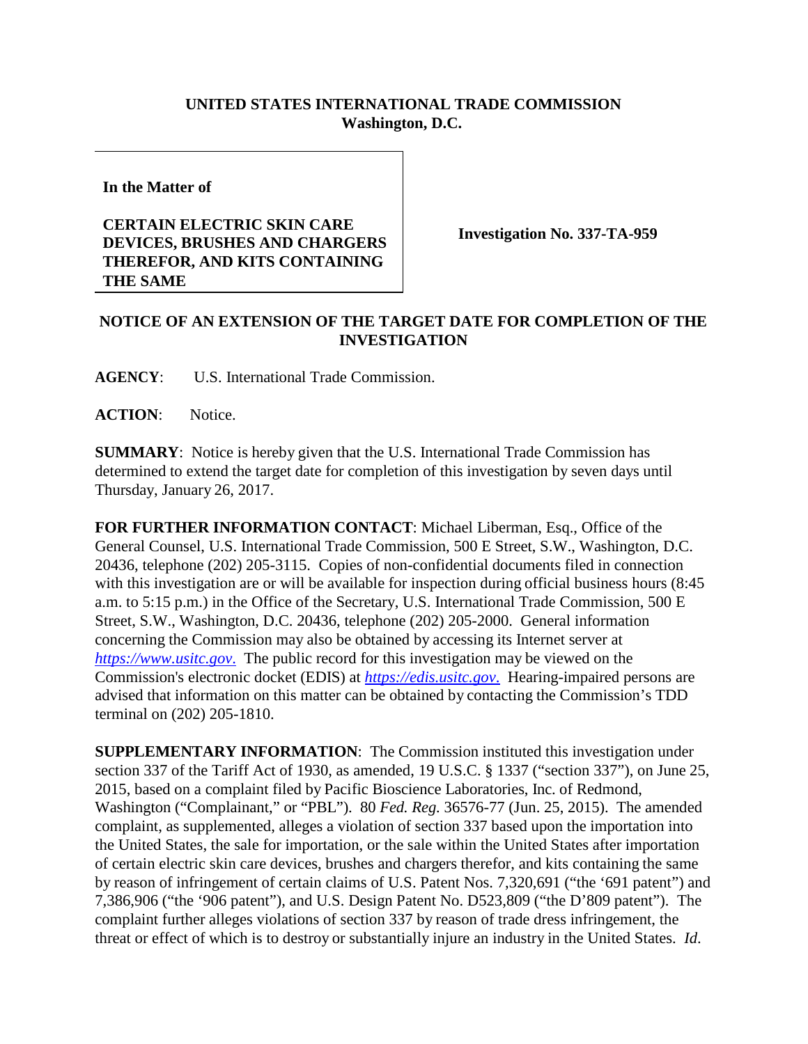**UNITED STATES INTERNATIONAL TRADE COMMISSION**
**Washington, D.C.**

| In the Matter of<br><br>**CERTAIN ELECTRIC SKIN CARE DEVICES, BRUSHES AND CHARGERS THEREFOR, AND KITS CONTAINING THE SAME** | **Investigation No. 337-TA-959** |
|---|---|

**NOTICE OF AN EXTENSION OF THE TARGET DATE FOR COMPLETION OF THE INVESTIGATION**

**AGENCY**: U.S. International Trade Commission.

**ACTION**: Notice.

**SUMMARY**: Notice is hereby given that the U.S. International Trade Commission has determined to extend the target date for completion of this investigation by seven days until Thursday, January 26, 2017.

**FOR FURTHER INFORMATION CONTACT**: Michael Liberman, Esq., Office of the General Counsel, U.S. International Trade Commission, 500 E Street, S.W., Washington, D.C. 20436, telephone (202) 205-3115. Copies of non-confidential documents filed in connection with this investigation are or will be available for inspection during official business hours (8:45 a.m. to 5:15 p.m.) in the Office of the Secretary, U.S. International Trade Commission, 500 E Street, S.W., Washington, D.C. 20436, telephone (202) 205-2000. General information concerning the Commission may also be obtained by accessing its Internet server at *https://www.usitc.gov*. The public record for this investigation may be viewed on the Commission's electronic docket (EDIS) at *https://edis.usitc.gov*. Hearing-impaired persons are advised that information on this matter can be obtained by contacting the Commission's TDD terminal on (202) 205-1810.

**SUPPLEMENTARY INFORMATION**: The Commission instituted this investigation under section 337 of the Tariff Act of 1930, as amended, 19 U.S.C. § 1337 ("section 337"), on June 25, 2015, based on a complaint filed by Pacific Bioscience Laboratories, Inc. of Redmond, Washington ("Complainant," or "PBL"). 80 *Fed. Reg.* 36576-77 (Jun. 25, 2015). The amended complaint, as supplemented, alleges a violation of section 337 based upon the importation into the United States, the sale for importation, or the sale within the United States after importation of certain electric skin care devices, brushes and chargers therefor, and kits containing the same by reason of infringement of certain claims of U.S. Patent Nos. 7,320,691 ("the '691 patent") and 7,386,906 ("the '906 patent"), and U.S. Design Patent No. D523,809 ("the D'809 patent"). The complaint further alleges violations of section 337 by reason of trade dress infringement, the threat or effect of which is to destroy or substantially injure an industry in the United States. *Id*.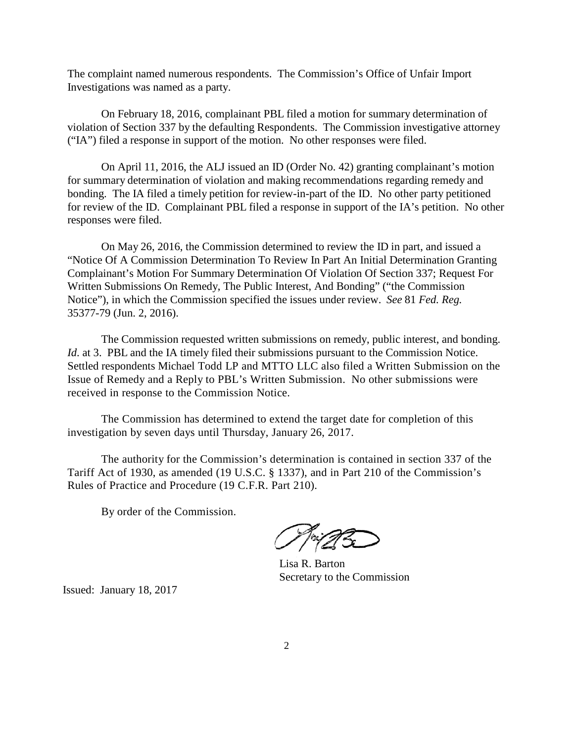The complaint named numerous respondents. The Commission's Office of Unfair Import Investigations was named as a party.

On February 18, 2016, complainant PBL filed a motion for summary determination of violation of Section 337 by the defaulting Respondents. The Commission investigative attorney ("IA") filed a response in support of the motion. No other responses were filed.

On April 11, 2016, the ALJ issued an ID (Order No. 42) granting complainant's motion for summary determination of violation and making recommendations regarding remedy and bonding. The IA filed a timely petition for review-in-part of the ID. No other party petitioned for review of the ID. Complainant PBL filed a response in support of the IA's petition. No other responses were filed.

On May 26, 2016, the Commission determined to review the ID in part, and issued a "Notice Of A Commission Determination To Review In Part An Initial Determination Granting Complainant's Motion For Summary Determination Of Violation Of Section 337; Request For Written Submissions On Remedy, The Public Interest, And Bonding" ("the Commission Notice"), in which the Commission specified the issues under review. *See* 81 *Fed. Reg.* 35377-79 (Jun. 2, 2016).

The Commission requested written submissions on remedy, public interest, and bonding. *Id.* at 3. PBL and the IA timely filed their submissions pursuant to the Commission Notice. Settled respondents Michael Todd LP and MTTO LLC also filed a Written Submission on the Issue of Remedy and a Reply to PBL's Written Submission. No other submissions were received in response to the Commission Notice.

The Commission has determined to extend the target date for completion of this investigation by seven days until Thursday, January 26, 2017.

The authority for the Commission's determination is contained in section 337 of the Tariff Act of 1930, as amended (19 U.S.C. § 1337), and in Part 210 of the Commission's Rules of Practice and Procedure (19 C.F.R. Part 210).

By order of the Commission.

Lisa R. Barton
Secretary to the Commission

Issued: January 18, 2017